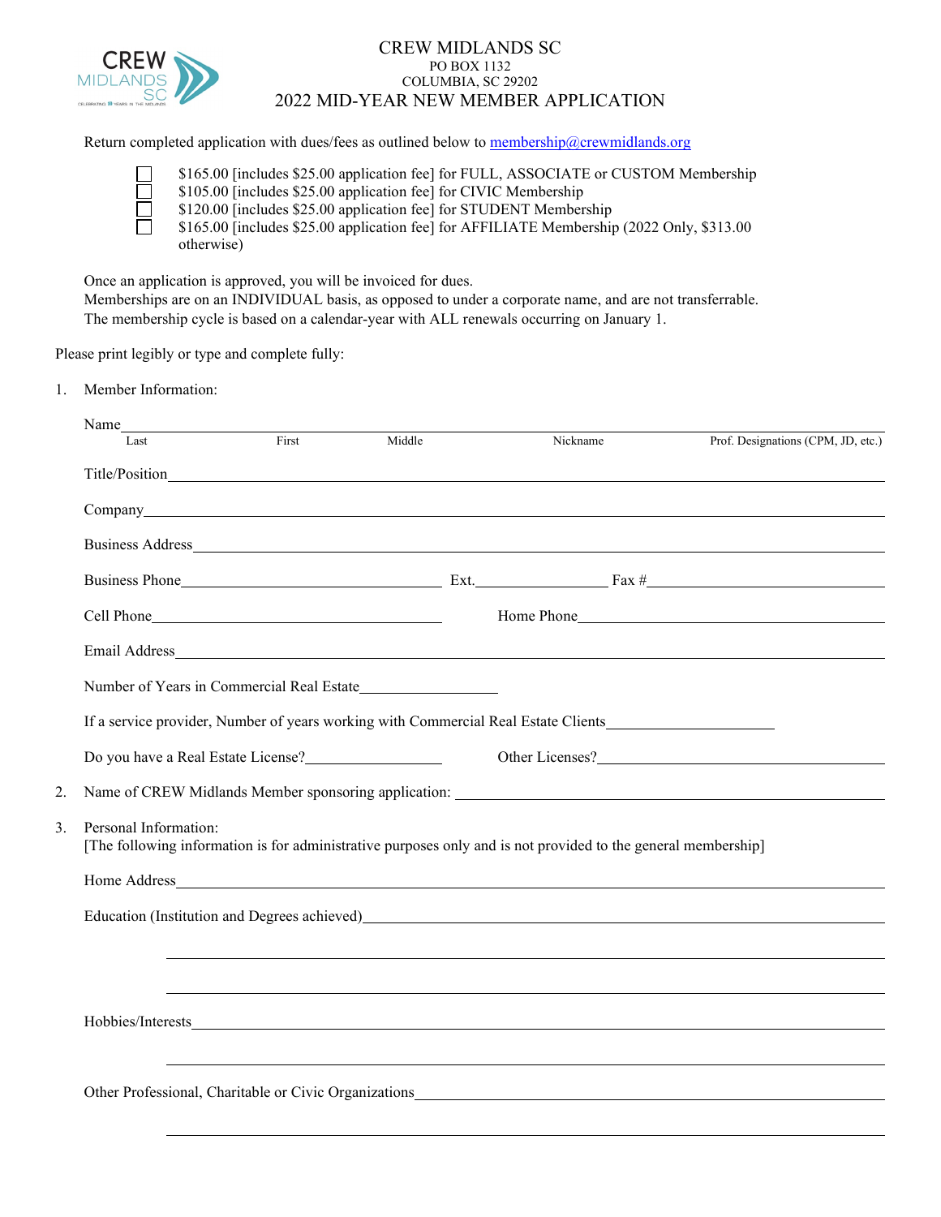# CREW MIDLANDS SC

PO BOX 1132
COLUMBIA, SC 29202

## 2022 MID-YEAR NEW MEMBER APPLICATION

Return completed application with dues/fees as outlined below to membership@crewmidlands.org

- ☐ $165.00 [includes $25.00 application fee] for FULL, ASSOCIATE or CUSTOM Membership
- ☐ $105.00 [includes $25.00 application fee] for CIVIC Membership
- ☐ $120.00 [includes $25.00 application fee] for STUDENT Membership
- ☐ $165.00 [includes $25.00 application fee] for AFFILIATE Membership (2022 Only, $313.00 otherwise)

Once an application is approved, you will be invoiced for dues.
Memberships are on an INDIVIDUAL basis, as opposed to under a corporate name, and are not transferrable.
The membership cycle is based on a calendar-year with ALL renewals occurring on January 1.

Please print legibly or type and complete fully:

1. Member Information:

   Name________________________________________________________________
   Last          First          Middle          Nickname          Prof. Designations (CPM, JD, etc.)

   Title/Position________________________________________________________

   Company_____________________________________________________________

   Business Address______________________________________________________

   Business Phone__________________ Ext.__________ Fax #__________________

   Cell Phone______________________ Home Phone____________________________

   Email Address_________________________________________________________

   Number of Years in Commercial Real Estate__________

   If a service provider, Number of years working with Commercial Real Estate Clients__________

   Do you have a Real Estate License?__________ Other Licenses?____________________

2. Name of CREW Midlands Member sponsoring application: ______________________________

3. Personal Information:
   [The following information is for administrative purposes only and is not provided to the general membership]

   Home Address_________________________________________________________

   Education (Institution and Degrees achieved)___________________________________

   ____________________________________________________________________

   ____________________________________________________________________

   Hobbies/Interests______________________________________________________

   ____________________________________________________________________

   Other Professional, Charitable or Civic Organizations___________________________

   ____________________________________________________________________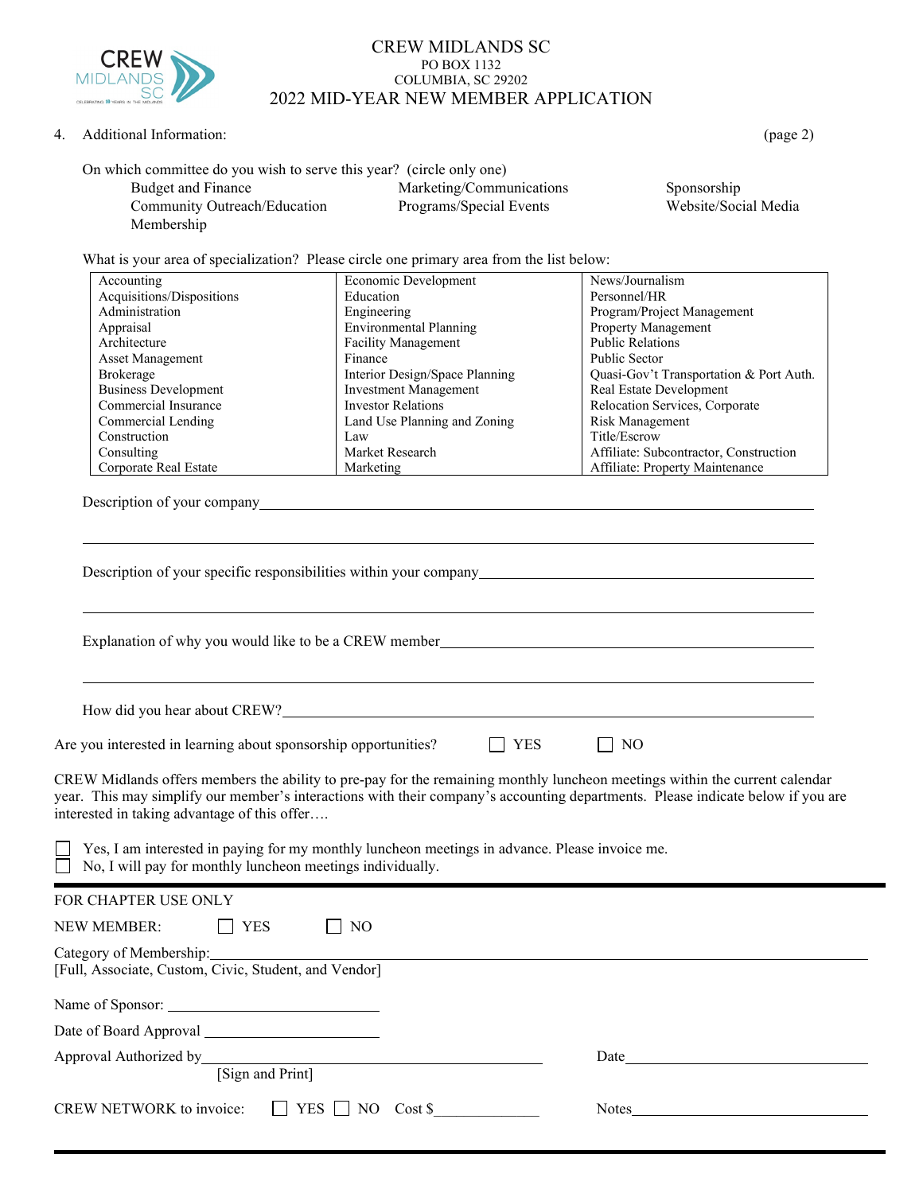# CREW MIDLANDS SC

PO BOX 1132
COLUMBIA, SC 29202

## 2022 MID-YEAR NEW MEMBER APPLICATION

4. Additional Information: (page 2)

On which committee do you wish to serve this year? (circle only one)

Budget and Finance
Community Outreach/Education
Membership
Marketing/Communications
Programs/Special Events
Sponsorship
Website/Social Media

What is your area of specialization? Please circle one primary area from the list below:

| | | |
|---|---|---|
| Accounting | Economic Development | News/Journalism |
| Acquisitions/Dispositions | Education | Personnel/HR |
| Administration | Engineering | Program/Project Management |
| Appraisal | Environmental Planning | Property Management |
| Architecture | Facility Management | Public Relations |
| Asset Management | Finance | Public Sector |
| Brokerage | Interior Design/Space Planning | Quasi-Gov't Transportation & Port Auth. |
| Business Development | Investment Management | Real Estate Development |
| Commercial Insurance | Investor Relations | Relocation Services, Corporate |
| Commercial Lending | Land Use Planning and Zoning | Risk Management |
| Construction | Law | Title/Escrow |
| Consulting | Market Research | Affiliate: Subcontractor, Construction |
| Corporate Real Estate | Marketing | Affiliate: Property Maintenance |

Description of your company ______________________________

______________________________

Description of your specific responsibilities within your company ______________________________

______________________________

Explanation of why you would like to be a CREW member ______________________________

______________________________

How did you hear about CREW? ______________________________

Are you interested in learning about sponsorship opportunities? ☐ YES ☐ NO

CREW Midlands offers members the ability to pre-pay for the remaining monthly luncheon meetings within the current calendar year. This may simplify our member's interactions with their company's accounting departments. Please indicate below if you are interested in taking advantage of this offer….

☐ Yes, I am interested in paying for my monthly luncheon meetings in advance. Please invoice me.
☐ No, I will pay for monthly luncheon meetings individually.

---

FOR CHAPTER USE ONLY

NEW MEMBER: ☐ YES ☐ NO

Category of Membership: ______________________________
[Full, Associate, Custom, Civic, Student, and Vendor]

Name of Sponsor: ______________________________

Date of Board Approval ______________________________

Approval Authorized by ______________________________ Date ______________________________
[Sign and Print]

CREW NETWORK to invoice: ☐ YES ☐ NO Cost $ ____________ Notes ______________________________